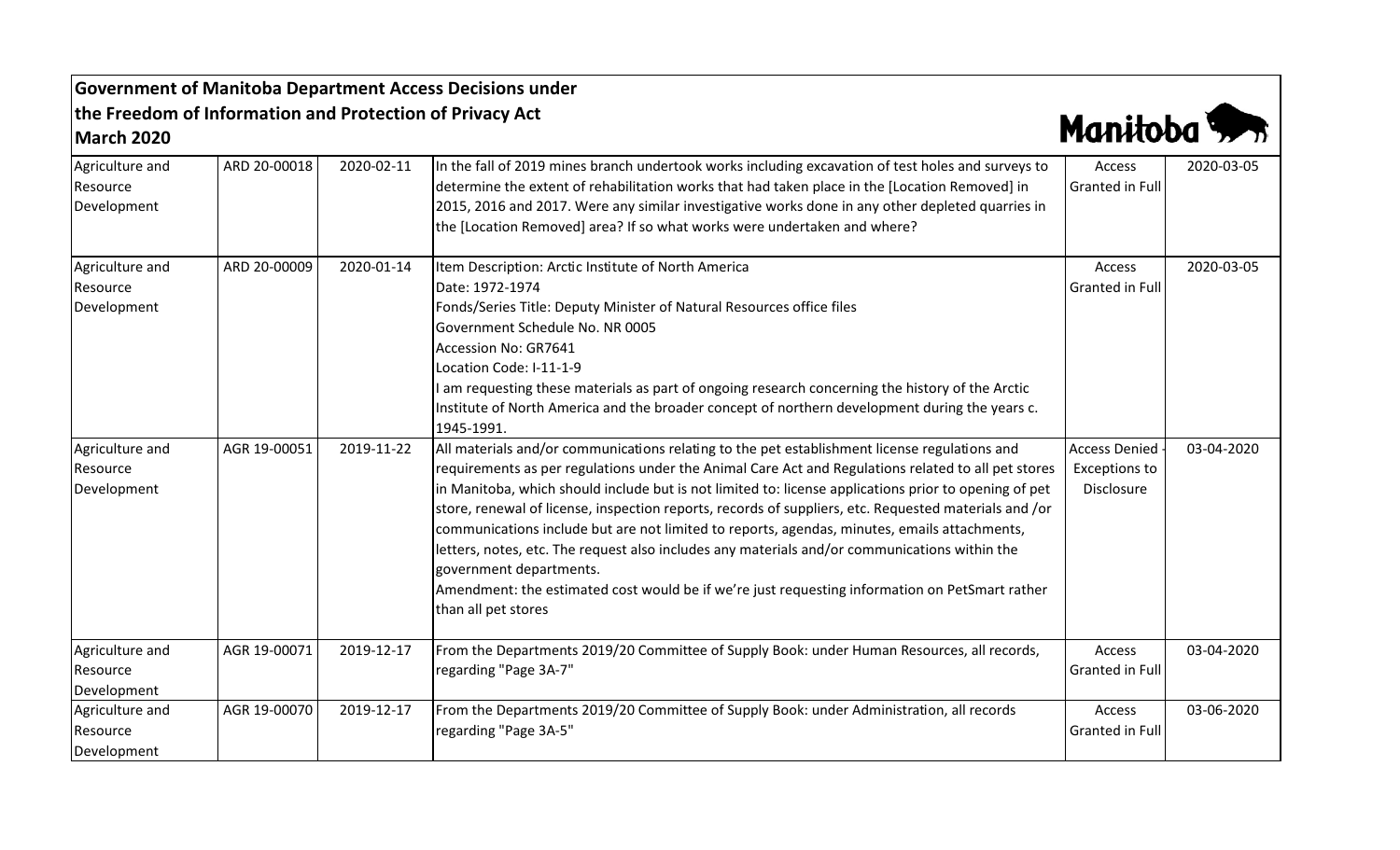# Government of Manitoba Department Access Decisions under the Freedom of Information and Protection of Privacy Act

**March 2020**

| | | | | | |
|---|---|---|---|---|---|
| Agriculture and Resource Development | ARD 20-00018 | 2020-02-11 | In the fall of 2019 mines branch undertook works including excavation of test holes and surveys to determine the extent of rehabilitation works that had taken place in the [Location Removed] in 2015, 2016 and 2017. Were any similar investigative works done in any other depleted quarries in the [Location Removed] area? If so what works were undertaken and where? | Access Granted in Full | 2020-03-05 |
| Agriculture and Resource Development | ARD 20-00009 | 2020-01-14 | Item Description: Arctic Institute of North America<br>Date: 1972-1974<br>Fonds/Series Title: Deputy Minister of Natural Resources office files<br>Government Schedule No. NR 0005<br>Accession No: GR7641<br>Location Code: I-11-1-9<br>I am requesting these materials as part of ongoing research concerning the history of the Arctic Institute of North America and the broader concept of northern development during the years c. 1945-1991. | Access Granted in Full | 2020-03-05 |
| Agriculture and Resource Development | AGR 19-00051 | 2019-11-22 | All materials and/or communications relating to the pet establishment license regulations and requirements as per regulations under the Animal Care Act and Regulations related to all pet stores in Manitoba, which should include but is not limited to: license applications prior to opening of pet store, renewal of license, inspection reports, records of suppliers, etc. Requested materials and /or communications include but are not limited to reports, agendas, minutes, emails attachments, letters, notes, etc. The request also includes any materials and/or communications within the government departments.<br>Amendment: the estimated cost would be if we're just requesting information on PetSmart rather than all pet stores | Access Denied - Exceptions to Disclosure | 03-04-2020 |
| Agriculture and Resource Development | AGR 19-00071 | 2019-12-17 | From the Departments 2019/20 Committee of Supply Book: under Human Resources, all records, regarding "Page 3A-7" | Access Granted in Full | 03-04-2020 |
| Agriculture and Resource Development | AGR 19-00070 | 2019-12-17 | From the Departments 2019/20 Committee of Supply Book: under Administration, all records regarding "Page 3A-5" | Access Granted in Full | 03-06-2020 |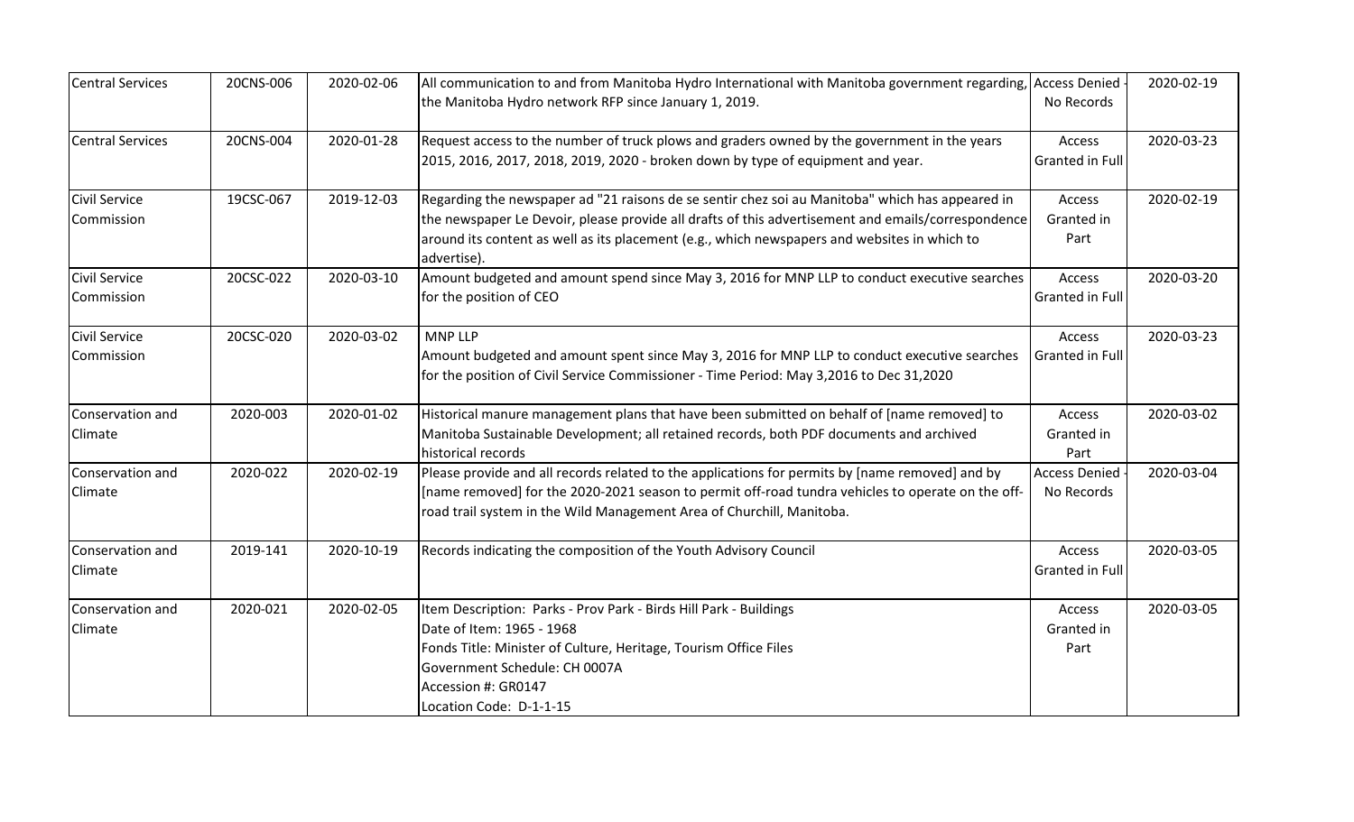| Central Services | 20CNS-006 | 2020-02-06 | All communication to and from Manitoba Hydro International with Manitoba government regarding, the Manitoba Hydro network RFP since January 1, 2019. | Access Denied - No Records | 2020-02-19 |
|---|---|---|---|---|---|
| Central Services | 20CNS-004 | 2020-01-28 | Request access to the number of truck plows and graders owned by the government in the years 2015, 2016, 2017, 2018, 2019, 2020 - broken down by type of equipment and year. | Access Granted in Full | 2020-03-23 |
| Civil Service Commission | 19CSC-067 | 2019-12-03 | Regarding the newspaper ad "21 raisons de se sentir chez soi au Manitoba" which has appeared in the newspaper Le Devoir, please provide all drafts of this advertisement and emails/correspondence around its content as well as its placement (e.g., which newspapers and websites in which to advertise). | Access Granted in Part | 2020-02-19 |
| Civil Service Commission | 20CSC-022 | 2020-03-10 | Amount budgeted and amount spend since May 3, 2016 for MNP LLP to conduct executive searches for the position of CEO | Access Granted in Full | 2020-03-20 |
| Civil Service Commission | 20CSC-020 | 2020-03-02 | MNP LLP<br>Amount budgeted and amount spent since May 3, 2016 for MNP LLP to conduct executive searches for the position of Civil Service Commissioner - Time Period: May 3,2016 to Dec 31,2020 | Access Granted in Full | 2020-03-23 |
| Conservation and Climate | 2020-003 | 2020-01-02 | Historical manure management plans that have been submitted on behalf of [name removed] to Manitoba Sustainable Development; all retained records, both PDF documents and archived historical records | Access Granted in Part | 2020-03-02 |
| Conservation and Climate | 2020-022 | 2020-02-19 | Please provide and all records related to the applications for permits by [name removed] and by [name removed] for the 2020-2021 season to permit off-road tundra vehicles to operate on the off-road trail system in the Wild Management Area of Churchill, Manitoba. | Access Denied - No Records | 2020-03-04 |
| Conservation and Climate | 2019-141 | 2020-10-19 | Records indicating the composition of the Youth Advisory Council | Access Granted in Full | 2020-03-05 |
| Conservation and Climate | 2020-021 | 2020-02-05 | Item Description: Parks - Prov Park - Birds Hill Park - Buildings<br>Date of Item: 1965 - 1968<br>Fonds Title: Minister of Culture, Heritage, Tourism Office Files<br>Government Schedule: CH 0007A<br>Accession #: GR0147<br>Location Code: D-1-1-15 | Access Granted in Part | 2020-03-05 |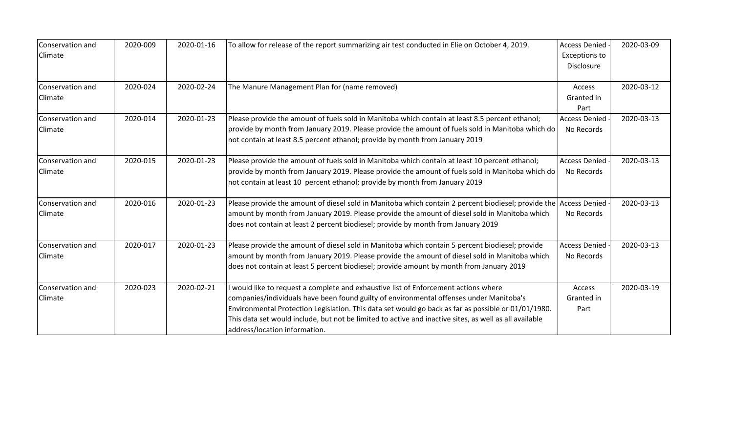| | | | | | |
|---|---|---|---|---|---|
| Conservation and Climate | 2020-009 | 2020-01-16 | To allow for release of the report summarizing air test conducted in Elie on October 4, 2019. | Access Denied - Exceptions to Disclosure | 2020-03-09 |
| Conservation and Climate | 2020-024 | 2020-02-24 | The Manure Management Plan for (name removed) | Access Granted in Part | 2020-03-12 |
| Conservation and Climate | 2020-014 | 2020-01-23 | Please provide the amount of fuels sold in Manitoba which contain at least 8.5 percent ethanol; provide by month from January 2019. Please provide the amount of fuels sold in Manitoba which do not contain at least 8.5 percent ethanol; provide by month from January 2019 | Access Denied - No Records | 2020-03-13 |
| Conservation and Climate | 2020-015 | 2020-01-23 | Please provide the amount of fuels sold in Manitoba which contain at least 10 percent ethanol; provide by month from January 2019. Please provide the amount of fuels sold in Manitoba which do not contain at least 10 percent ethanol; provide by month from January 2019 | Access Denied - No Records | 2020-03-13 |
| Conservation and Climate | 2020-016 | 2020-01-23 | Please provide the amount of diesel sold in Manitoba which contain 2 percent biodiesel; provide the amount by month from January 2019. Please provide the amount of diesel sold in Manitoba which does not contain at least 2 percent biodiesel; provide by month from January 2019 | Access Denied - No Records | 2020-03-13 |
| Conservation and Climate | 2020-017 | 2020-01-23 | Please provide the amount of diesel sold in Manitoba which contain 5 percent biodiesel; provide amount by month from January 2019. Please provide the amount of diesel sold in Manitoba which does not contain at least 5 percent biodiesel; provide amount by month from January 2019 | Access Denied - No Records | 2020-03-13 |
| Conservation and Climate | 2020-023 | 2020-02-21 | I would like to request a complete and exhaustive list of Enforcement actions where companies/individuals have been found guilty of environmental offenses under Manitoba's Environmental Protection Legislation. This data set would go back as far as possible or 01/01/1980. This data set would include, but not be limited to active and inactive sites, as well as all available address/location information. | Access Granted in Part | 2020-03-19 |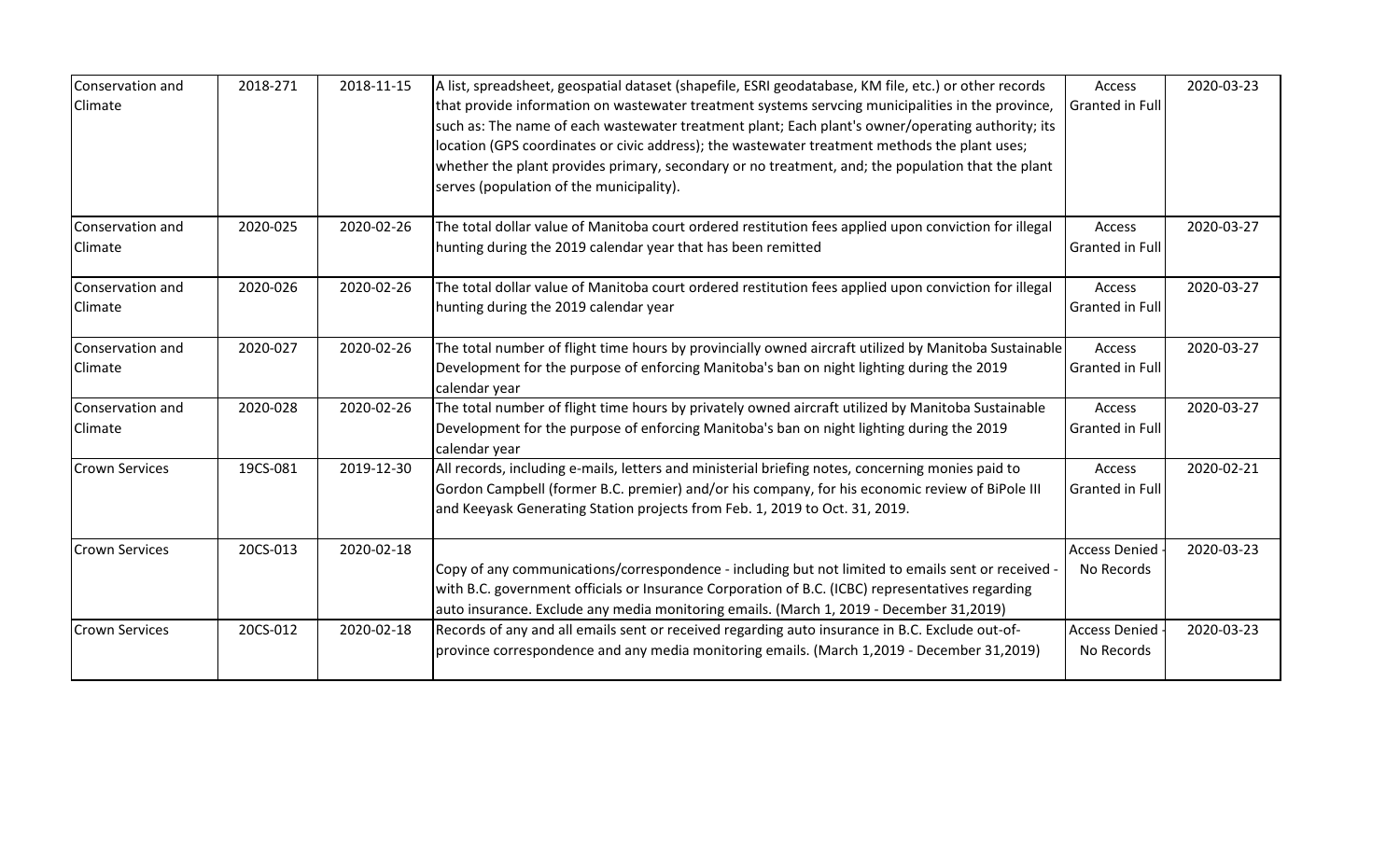| | | | | | |
|---|---|---|---|---|---|
| Conservation and Climate | 2018-271 | 2018-11-15 | A list, spreadsheet, geospatial dataset (shapefile, ESRI geodatabase, KM file, etc.) or other records that provide information on wastewater treatment systems servcing municipalities in the province, such as: The name of each wastewater treatment plant; Each plant's owner/operating authority; its location (GPS coordinates or civic address); the wastewater treatment methods the plant uses; whether the plant provides primary, secondary or no treatment, and; the population that the plant serves (population of the municipality). | Access Granted in Full | 2020-03-23 |
| Conservation and Climate | 2020-025 | 2020-02-26 | The total dollar value of Manitoba court ordered restitution fees applied upon conviction for illegal hunting during the 2019 calendar year that has been remitted | Access Granted in Full | 2020-03-27 |
| Conservation and Climate | 2020-026 | 2020-02-26 | The total dollar value of Manitoba court ordered restitution fees applied upon conviction for illegal hunting during the 2019 calendar year | Access Granted in Full | 2020-03-27 |
| Conservation and Climate | 2020-027 | 2020-02-26 | The total number of flight time hours by provincially owned aircraft utilized by Manitoba Sustainable Development for the purpose of enforcing Manitoba's ban on night lighting during the 2019 calendar year | Access Granted in Full | 2020-03-27 |
| Conservation and Climate | 2020-028 | 2020-02-26 | The total number of flight time hours by privately owned aircraft utilized by Manitoba Sustainable Development for the purpose of enforcing Manitoba's ban on night lighting during the 2019 calendar year | Access Granted in Full | 2020-03-27 |
| Crown Services | 19CS-081 | 2019-12-30 | All records, including e-mails, letters and ministerial briefing notes, concerning monies paid to Gordon Campbell (former B.C. premier) and/or his company, for his economic review of BiPole III and Keeyask Generating Station projects from Feb. 1, 2019 to Oct. 31, 2019. | Access Granted in Full | 2020-02-21 |
| Crown Services | 20CS-013 | 2020-02-18 | Copy of any communications/correspondence - including but not limited to emails sent or received - with B.C. government officials or Insurance Corporation of B.C. (ICBC) representatives regarding auto insurance. Exclude any media monitoring emails. (March 1, 2019 - December 31,2019) | Access Denied - No Records | 2020-03-23 |
| Crown Services | 20CS-012 | 2020-02-18 | Records of any and all emails sent or received regarding auto insurance in B.C. Exclude out-of-province correspondence and any media monitoring emails. (March 1,2019 - December 31,2019) | Access Denied - No Records | 2020-03-23 |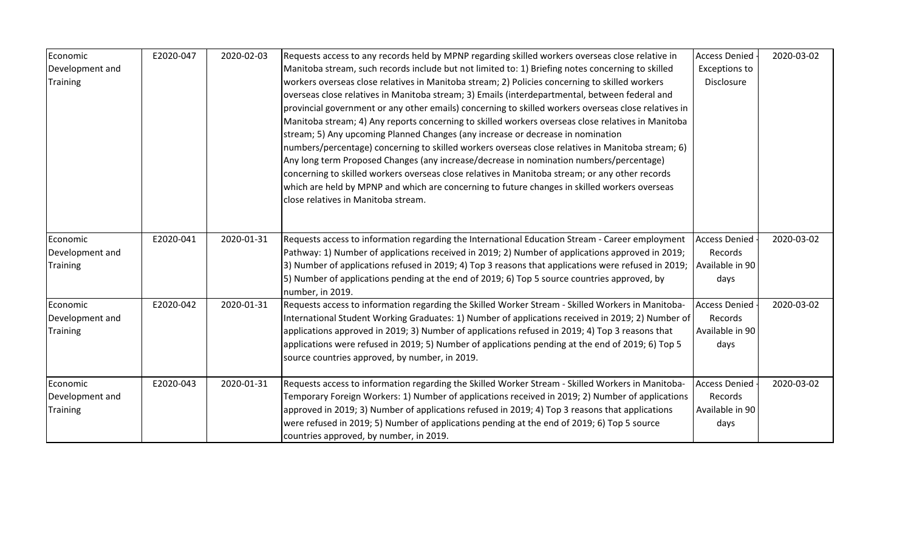| | | | | | |
|---|---|---|---|---|---|
| Economic Development and Training | E2020-047 | 2020-02-03 | Requests access to any records held by MPNP regarding skilled workers overseas close relative in Manitoba stream, such records include but not limited to: 1) Briefing notes concerning to skilled workers overseas close relatives in Manitoba stream; 2) Policies concerning to skilled workers overseas close relatives in Manitoba stream; 3) Emails (interdepartmental, between federal and provincial government or any other emails) concerning to skilled workers overseas close relatives in Manitoba stream; 4) Any reports concerning to skilled workers overseas close relatives in Manitoba stream; 5) Any upcoming Planned Changes (any increase or decrease in nomination numbers/percentage) concerning to skilled workers overseas close relatives in Manitoba stream; 6) Any long term Proposed Changes (any increase/decrease in nomination numbers/percentage) concerning to skilled workers overseas close relatives in Manitoba stream; or any other records which are held by MPNP and which are concerning to future changes in skilled workers overseas close relatives in Manitoba stream. | Access Denied - Exceptions to Disclosure | 2020-03-02 |
| Economic Development and Training | E2020-041 | 2020-01-31 | Requests access to information regarding the International Education Stream - Career employment Pathway: 1) Number of applications received in 2019; 2) Number of applications approved in 2019; 3) Number of applications refused in 2019; 4) Top 3 reasons that applications were refused in 2019; 5) Number of applications pending at the end of 2019; 6) Top 5 source countries approved, by number, in 2019. | Access Denied - Records Available in 90 days | 2020-03-02 |
| Economic Development and Training | E2020-042 | 2020-01-31 | Requests access to information regarding the Skilled Worker Stream - Skilled Workers in Manitoba-International Student Working Graduates: 1) Number of applications received in 2019; 2) Number of applications approved in 2019; 3) Number of applications refused in 2019; 4) Top 3 reasons that applications were refused in 2019; 5) Number of applications pending at the end of 2019; 6) Top 5 source countries approved, by number, in 2019. | Access Denied - Records Available in 90 days | 2020-03-02 |
| Economic Development and Training | E2020-043 | 2020-01-31 | Requests access to information regarding the Skilled Worker Stream - Skilled Workers in Manitoba-Temporary Foreign Workers: 1) Number of applications received in 2019; 2) Number of applications approved in 2019; 3) Number of applications refused in 2019; 4) Top 3 reasons that applications were refused in 2019; 5) Number of applications pending at the end of 2019; 6) Top 5 source countries approved, by number, in 2019. | Access Denied - Records Available in 90 days | 2020-03-02 |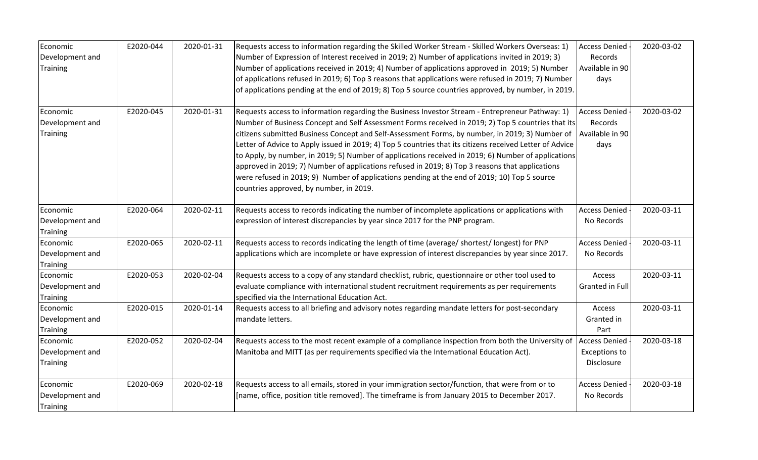| Economic Development and Training | E2020-044 | 2020-01-31 | Requests access to information regarding the Skilled Worker Stream - Skilled Workers Overseas: 1) Number of Expression of Interest received in 2019; 2) Number of applications invited in 2019; 3) Number of applications received in 2019; 4) Number of applications approved in 2019; 5) Number of applications refused in 2019; 6) Top 3 reasons that applications were refused in 2019; 7) Number of applications pending at the end of 2019; 8) Top 5 source countries approved, by number, in 2019. | Access Denied - Records Available in 90 days | 2020-03-02 |
|---|---|---|---|---|---|
| Economic Development and Training | E2020-045 | 2020-01-31 | Requests access to information regarding the Business Investor Stream - Entrepreneur Pathway: 1) Number of Business Concept and Self Assessment Forms received in 2019; 2) Top 5 countries that its citizens submitted Business Concept and Self-Assessment Forms, by number, in 2019; 3) Number of Letter of Advice to Apply issued in 2019; 4) Top 5 countries that its citizens received Letter of Advice to Apply, by number, in 2019; 5) Number of applications received in 2019; 6) Number of applications approved in 2019; 7) Number of applications refused in 2019; 8) Top 3 reasons that applications were refused in 2019; 9) Number of applications pending at the end of 2019; 10) Top 5 source countries approved, by number, in 2019. | Access Denied - Records Available in 90 days | 2020-03-02 |
| Economic Development and Training | E2020-064 | 2020-02-11 | Requests access to records indicating the number of incomplete applications or applications with expression of interest discrepancies by year since 2017 for the PNP program. | Access Denied - No Records | 2020-03-11 |
| Economic Development and Training | E2020-065 | 2020-02-11 | Requests access to records indicating the length of time (average/ shortest/ longest) for PNP applications which are incomplete or have expression of interest discrepancies by year since 2017. | Access Denied - No Records | 2020-03-11 |
| Economic Development and Training | E2020-053 | 2020-02-04 | Requests access to a copy of any standard checklist, rubric, questionnaire or other tool used to evaluate compliance with international student recruitment requirements as per requirements specified via the International Education Act. | Access Granted in Full | 2020-03-11 |
| Economic Development and Training | E2020-015 | 2020-01-14 | Requests access to all briefing and advisory notes regarding mandate letters for post-secondary mandate letters. | Access Granted in Part | 2020-03-11 |
| Economic Development and Training | E2020-052 | 2020-02-04 | Requests access to the most recent example of a compliance inspection from both the University of Manitoba and MITT (as per requirements specified via the International Education Act). | Access Denied - Exceptions to Disclosure | 2020-03-18 |
| Economic Development and Training | E2020-069 | 2020-02-18 | Requests access to all emails, stored in your immigration sector/function, that were from or to [name, office, position title removed]. The timeframe is from January 2015 to December 2017. | Access Denied - No Records | 2020-03-18 |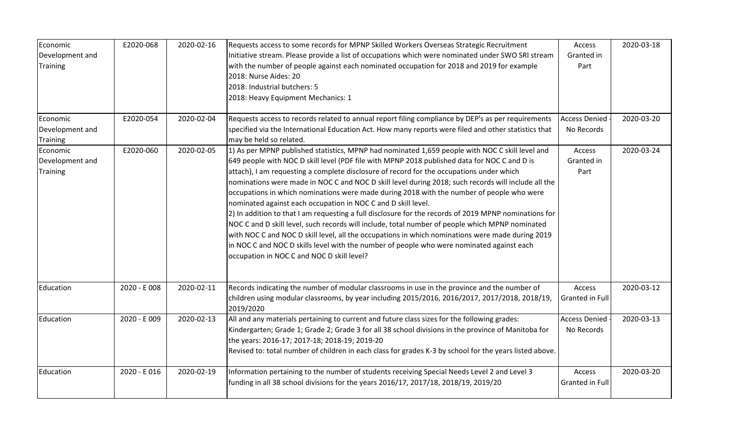| Economic Development and Training | E2020-068 | 2020-02-16 | Requests access to some records for MPNP Skilled Workers Overseas Strategic Recruitment Initiative stream. Please provide a list of occupations which were nominated under SWO SRI stream with the number of people against each nominated occupation for 2018 and 2019 for example<br>2018: Nurse Aides: 20<br>2018: Industrial butchers: 5<br>2018: Heavy Equipment Mechanics: 1 | Access Granted in Part | 2020-03-18 |
|---|---|---|---|---|---|
| Economic Development and Training | E2020-054 | 2020-02-04 | Requests access to records related to annual report filing compliance by DEP's as per requirements specified via the International Education Act. How many reports were filed and other statistics that may be held so related. | Access Denied - No Records | 2020-03-20 |
| Economic Development and Training | E2020-060 | 2020-02-05 | 1) As per MPNP published statistics, MPNP had nominated 1,659 people with NOC C skill level and 649 people with NOC D skill level (PDF file with MPNP 2018 published data for NOC C and D is attach), I am requesting a complete disclosure of record for the occupations under which nominations were made in NOC C and NOC D skill level during 2018; such records will include all the occupations in which nominations were made during 2018 with the number of people who were nominated against each occupation in NOC C and D skill level.<br>2) In addition to that I am requesting a full disclosure for the records of 2019 MPNP nominations for NOC C and D skill level, such records will include, total number of people which MPNP nominated with NOC C and NOC D skill level, all the occupations in which nominations were made during 2019 in NOC C and NOC D skills level with the number of people who were nominated against each occupation in NOC C and NOC D skill level? | Access Granted in Part | 2020-03-24 |
| Education | 2020 - E 008 | 2020-02-11 | Records indicating the number of modular classrooms in use in the province and the number of children using modular classrooms, by year including 2015/2016, 2016/2017, 2017/2018, 2018/19, 2019/2020 | Access Granted in Full | 2020-03-12 |
| Education | 2020 - E 009 | 2020-02-13 | All and any materials pertaining to current and future class sizes for the following grades: Kindergarten; Grade 1; Grade 2; Grade 3 for all 38 school divisions in the province of Manitoba for the years: 2016-17; 2017-18; 2018-19; 2019-20<br>Revised to: total number of children in each class for grades K-3 by school for the years listed above. | Access Denied - No Records | 2020-03-13 |
| Education | 2020 - E 016 | 2020-02-19 | Information pertaining to the number of students receiving Special Needs Level 2 and Level 3 funding in all 38 school divisions for the years 2016/17, 2017/18, 2018/19, 2019/20 | Access Granted in Full | 2020-03-20 |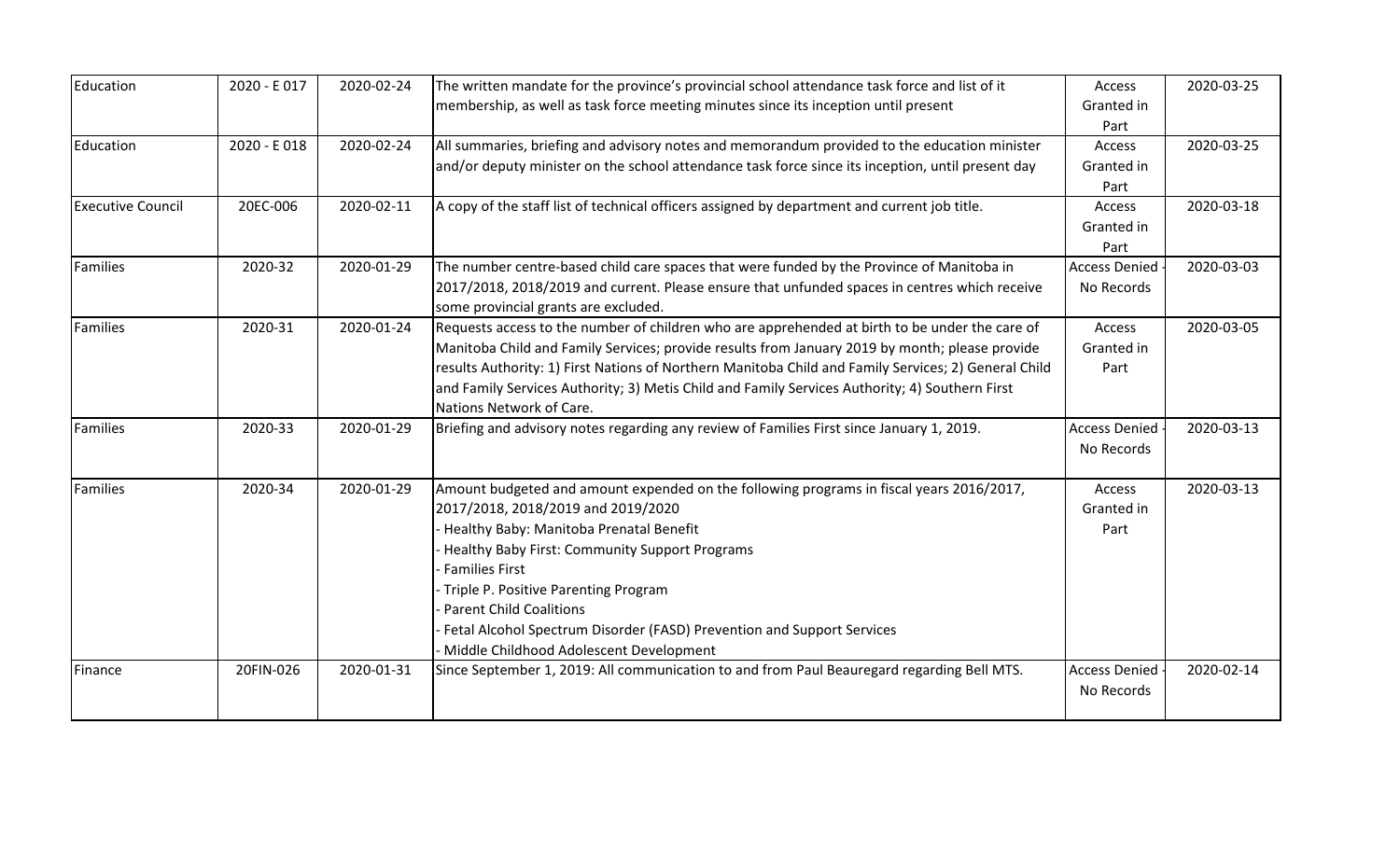| Education | 2020 - E 017 | 2020-02-24 | The written mandate for the province's provincial school attendance task force and list of it membership, as well as task force meeting minutes since its inception until present | Access Granted in Part | 2020-03-25 |
|---|---|---|---|---|---|
| Education | 2020 - E 018 | 2020-02-24 | All summaries, briefing and advisory notes and memorandum provided to the education minister and/or deputy minister on the school attendance task force since its inception, until present day | Access Granted in Part | 2020-03-25 |
| Executive Council | 20EC-006 | 2020-02-11 | A copy of the staff list of technical officers assigned by department and current job title. | Access Granted in Part | 2020-03-18 |
| Families | 2020-32 | 2020-01-29 | The number centre-based child care spaces that were funded by the Province of Manitoba in 2017/2018, 2018/2019 and current. Please ensure that unfunded spaces in centres which receive some provincial grants are excluded. | Access Denied - No Records | 2020-03-03 |
| Families | 2020-31 | 2020-01-24 | Requests access to the number of children who are apprehended at birth to be under the care of Manitoba Child and Family Services; provide results from January 2019 by month; please provide results Authority: 1) First Nations of Northern Manitoba Child and Family Services; 2) General Child and Family Services Authority; 3) Metis Child and Family Services Authority; 4) Southern First Nations Network of Care. | Access Granted in Part | 2020-03-05 |
| Families | 2020-33 | 2020-01-29 | Briefing and advisory notes regarding any review of Families First since January 1, 2019. | Access Denied - No Records | 2020-03-13 |
| Families | 2020-34 | 2020-01-29 | Amount budgeted and amount expended on the following programs in fiscal years 2016/2017, 2017/2018, 2018/2019 and 2019/2020<br>- Healthy Baby: Manitoba Prenatal Benefit<br>- Healthy Baby First: Community Support Programs<br>- Families First<br>- Triple P. Positive Parenting Program<br>- Parent Child Coalitions<br>- Fetal Alcohol Spectrum Disorder (FASD) Prevention and Support Services<br>- Middle Childhood Adolescent Development | Access Granted in Part | 2020-03-13 |
| Finance | 20FIN-026 | 2020-01-31 | Since September 1, 2019: All communication to and from Paul Beauregard regarding Bell MTS. | Access Denied - No Records | 2020-02-14 |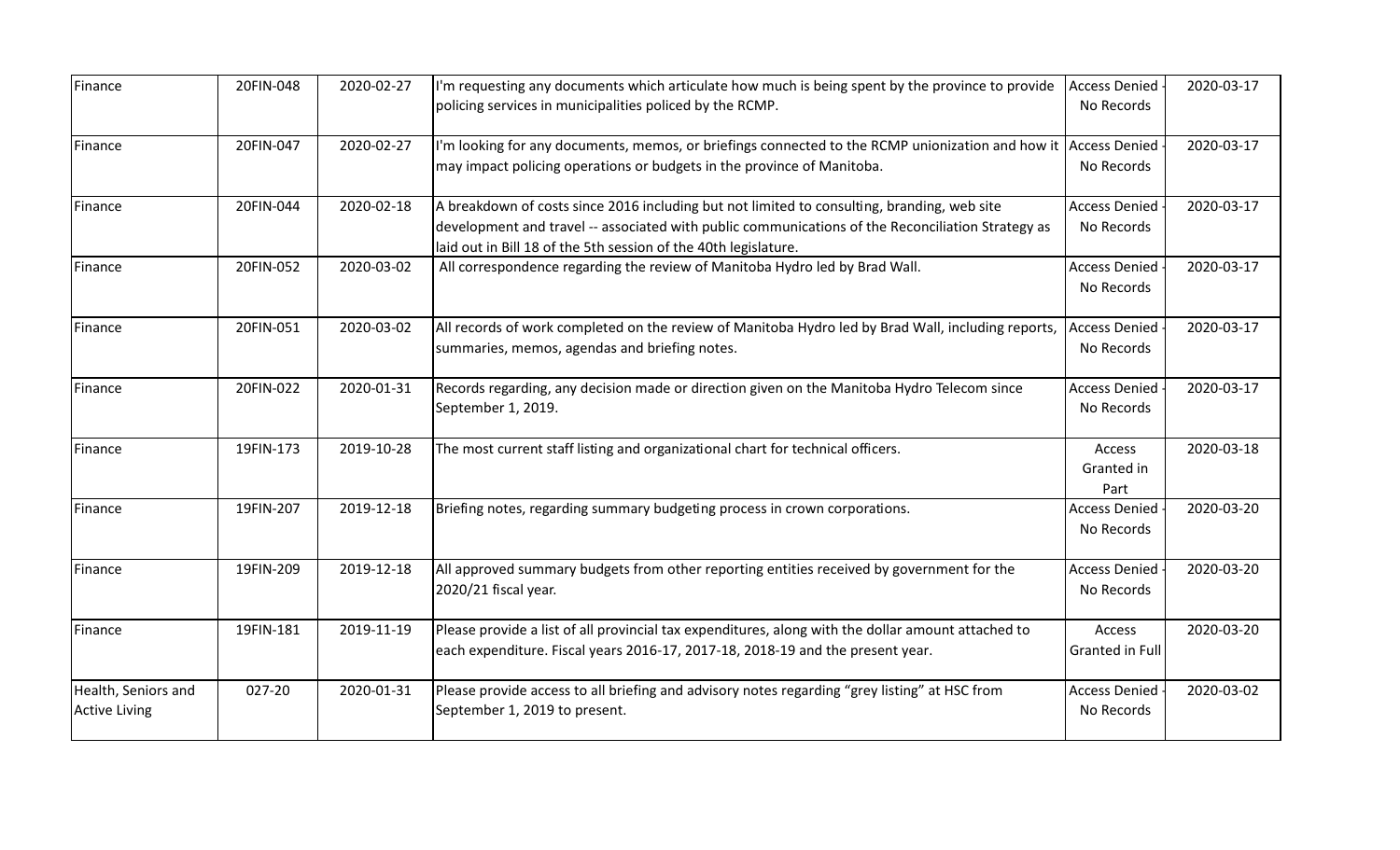| Finance | 20FIN-048 | 2020-02-27 | I'm requesting any documents which articulate how much is being spent by the province to provide policing services in municipalities policed by the RCMP. | Access Denied - No Records | 2020-03-17 |
|---|---|---|---|---|---|
| Finance | 20FIN-047 | 2020-02-27 | I'm looking for any documents, memos, or briefings connected to the RCMP unionization and how it may impact policing operations or budgets in the province of Manitoba. | Access Denied - No Records | 2020-03-17 |
| Finance | 20FIN-044 | 2020-02-18 | A breakdown of costs since 2016 including but not limited to consulting, branding, web site development and travel -- associated with public communications of the Reconciliation Strategy as laid out in Bill 18 of the 5th session of the 40th legislature. | Access Denied - No Records | 2020-03-17 |
| Finance | 20FIN-052 | 2020-03-02 | All correspondence regarding the review of Manitoba Hydro led by Brad Wall. | Access Denied - No Records | 2020-03-17 |
| Finance | 20FIN-051 | 2020-03-02 | All records of work completed on the review of Manitoba Hydro led by Brad Wall, including reports, summaries, memos, agendas and briefing notes. | Access Denied - No Records | 2020-03-17 |
| Finance | 20FIN-022 | 2020-01-31 | Records regarding, any decision made or direction given on the Manitoba Hydro Telecom since September 1, 2019. | Access Denied - No Records | 2020-03-17 |
| Finance | 19FIN-173 | 2019-10-28 | The most current staff listing and organizational chart for technical officers. | Access Granted in Part | 2020-03-18 |
| Finance | 19FIN-207 | 2019-12-18 | Briefing notes, regarding summary budgeting process in crown corporations. | Access Denied - No Records | 2020-03-20 |
| Finance | 19FIN-209 | 2019-12-18 | All approved summary budgets from other reporting entities received by government for the 2020/21 fiscal year. | Access Denied - No Records | 2020-03-20 |
| Finance | 19FIN-181 | 2019-11-19 | Please provide a list of all provincial tax expenditures, along with the dollar amount attached to each expenditure. Fiscal years 2016-17, 2017-18, 2018-19 and the present year. | Access Granted in Full | 2020-03-20 |
| Health, Seniors and Active Living | 027-20 | 2020-01-31 | Please provide access to all briefing and advisory notes regarding "grey listing" at HSC from September 1, 2019 to present. | Access Denied - No Records | 2020-03-02 |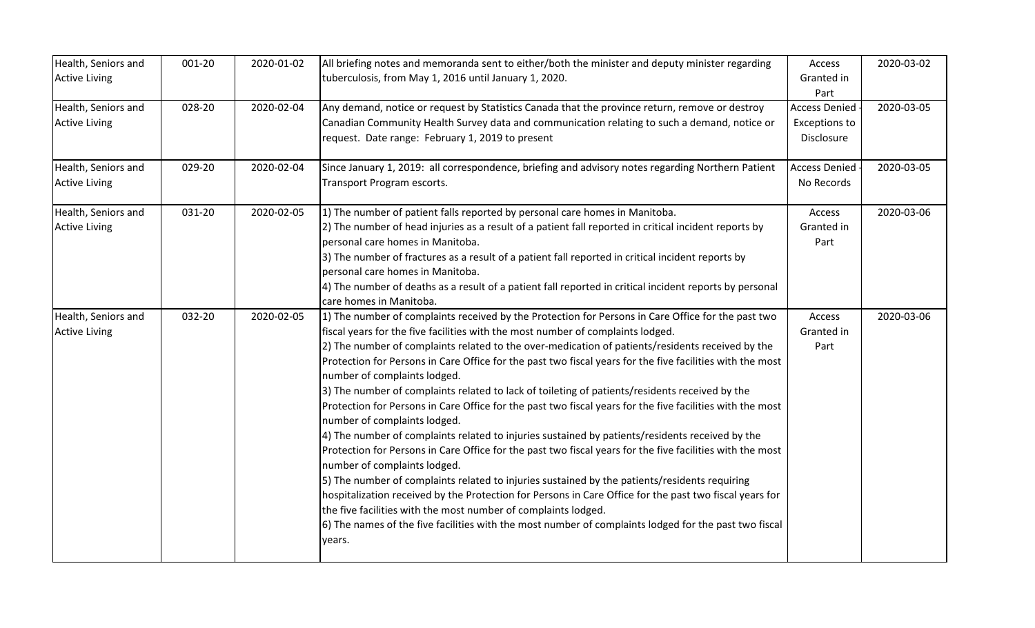| | | | | | |
|---|---|---|---|---|---|
| Health, Seniors and Active Living | 001-20 | 2020-01-02 | All briefing notes and memoranda sent to either/both the minister and deputy minister regarding tuberculosis, from May 1, 2016 until January 1, 2020. | Access Granted in Part | 2020-03-02 |
| Health, Seniors and Active Living | 028-20 | 2020-02-04 | Any demand, notice or request by Statistics Canada that the province return, remove or destroy Canadian Community Health Survey data and communication relating to such a demand, notice or request. Date range: February 1, 2019 to present | Access Denied - Exceptions to Disclosure | 2020-03-05 |
| Health, Seniors and Active Living | 029-20 | 2020-02-04 | Since January 1, 2019: all correspondence, briefing and advisory notes regarding Northern Patient Transport Program escorts. | Access Denied - No Records | 2020-03-05 |
| Health, Seniors and Active Living | 031-20 | 2020-02-05 | 1) The number of patient falls reported by personal care homes in Manitoba.<br>2) The number of head injuries as a result of a patient fall reported in critical incident reports by personal care homes in Manitoba.<br>3) The number of fractures as a result of a patient fall reported in critical incident reports by personal care homes in Manitoba.<br>4) The number of deaths as a result of a patient fall reported in critical incident reports by personal care homes in Manitoba. | Access Granted in Part | 2020-03-06 |
| Health, Seniors and Active Living | 032-20 | 2020-02-05 | 1) The number of complaints received by the Protection for Persons in Care Office for the past two fiscal years for the five facilities with the most number of complaints lodged.<br>2) The number of complaints related to the over-medication of patients/residents received by the Protection for Persons in Care Office for the past two fiscal years for the five facilities with the most number of complaints lodged.<br>3) The number of complaints related to lack of toileting of patients/residents received by the Protection for Persons in Care Office for the past two fiscal years for the five facilities with the most number of complaints lodged.<br>4) The number of complaints related to injuries sustained by patients/residents received by the Protection for Persons in Care Office for the past two fiscal years for the five facilities with the most number of complaints lodged.<br>5) The number of complaints related to injuries sustained by the patients/residents requiring hospitalization received by the Protection for Persons in Care Office for the past two fiscal years for the five facilities with the most number of complaints lodged.<br>6) The names of the five facilities with the most number of complaints lodged for the past two fiscal years. | Access Granted in Part | 2020-03-06 |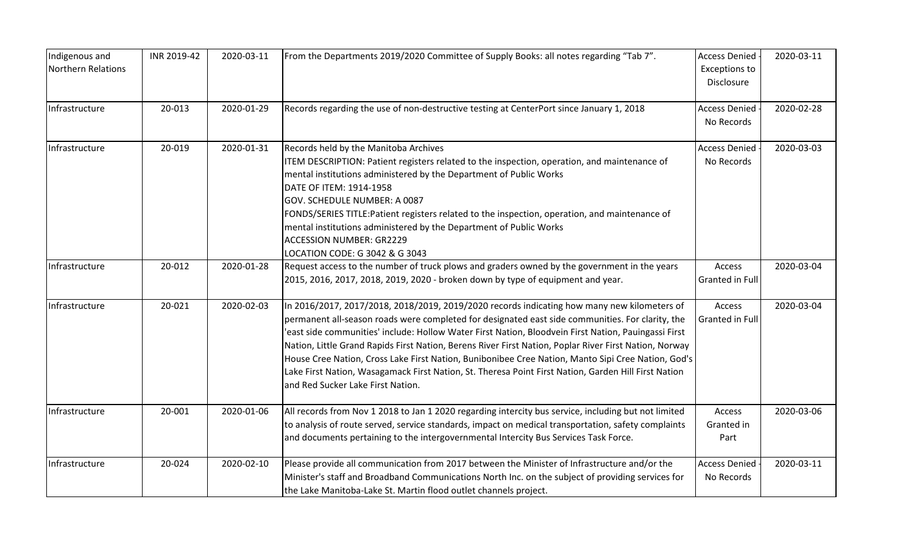| | | | | | |
|---|---|---|---|---|---|
| Indigenous and Northern Relations | INR 2019-42 | 2020-03-11 | From the Departments 2019/2020 Committee of Supply Books: all notes regarding “Tab 7”. | Access Denied - Exceptions to Disclosure | 2020-03-11 |
| Infrastructure | 20-013 | 2020-01-29 | Records regarding the use of non-destructive testing at CenterPort since January 1, 2018 | Access Denied - No Records | 2020-02-28 |
| Infrastructure | 20-019 | 2020-01-31 | Records held by the Manitoba Archives<br>ITEM DESCRIPTION: Patient registers related to the inspection, operation, and maintenance of mental institutions administered by the Department of Public Works<br>DATE OF ITEM: 1914-1958<br>GOV. SCHEDULE NUMBER: A 0087<br>FONDS/SERIES TITLE:Patient registers related to the inspection, operation, and maintenance of mental institutions administered by the Department of Public Works<br>ACCESSION NUMBER: GR2229<br>LOCATION CODE: G 3042 & G 3043 | Access Denied - No Records | 2020-03-03 |
| Infrastructure | 20-012 | 2020-01-28 | Request access to the number of truck plows and graders owned by the government in the years 2015, 2016, 2017, 2018, 2019, 2020 - broken down by type of equipment and year. | Access Granted in Full | 2020-03-04 |
| Infrastructure | 20-021 | 2020-02-03 | In 2016/2017, 2017/2018, 2018/2019, 2019/2020 records indicating how many new kilometers of permanent all-season roads were completed for designated east side communities. For clarity, the 'east side communities' include: Hollow Water First Nation, Bloodvein First Nation, Pauingassi First Nation, Little Grand Rapids First Nation, Berens River First Nation, Poplar River First Nation, Norway House Cree Nation, Cross Lake First Nation, Bunibonibee Cree Nation, Manto Sipi Cree Nation, God's Lake First Nation, Wasagamack First Nation, St. Theresa Point First Nation, Garden Hill First Nation and Red Sucker Lake First Nation. | Access Granted in Full | 2020-03-04 |
| Infrastructure | 20-001 | 2020-01-06 | All records from Nov 1 2018 to Jan 1 2020 regarding intercity bus service, including but not limited to analysis of route served, service standards, impact on medical transportation, safety complaints and documents pertaining to the intergovernmental Intercity Bus Services Task Force. | Access Granted in Part | 2020-03-06 |
| Infrastructure | 20-024 | 2020-02-10 | Please provide all communication from 2017 between the Minister of Infrastructure and/or the Minister's staff and Broadband Communications North Inc. on the subject of providing services for the Lake Manitoba-Lake St. Martin flood outlet channels project. | Access Denied - No Records | 2020-03-11 |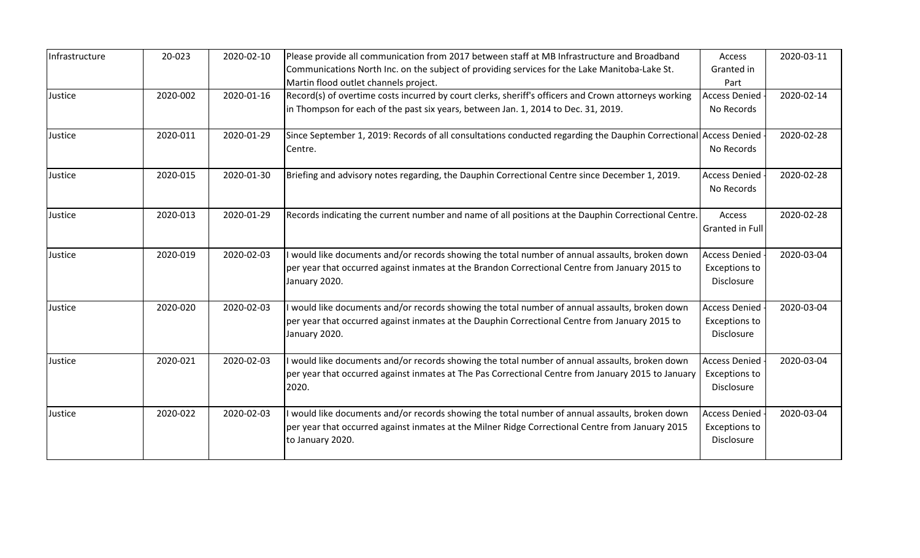| Infrastructure | 20-023 | 2020-02-10 | Please provide all communication from 2017 between staff at MB Infrastructure and Broadband Communications North Inc. on the subject of providing services for the Lake Manitoba-Lake St. Martin flood outlet channels project. | Access Granted in Part | 2020-03-11 |
|---|---|---|---|---|---|
| Justice | 2020-002 | 2020-01-16 | Record(s) of overtime costs incurred by court clerks, sheriff's officers and Crown attorneys working in Thompson for each of the past six years, between Jan. 1, 2014 to Dec. 31, 2019. | Access Denied - No Records | 2020-02-14 |
| Justice | 2020-011 | 2020-01-29 | Since September 1, 2019: Records of all consultations conducted regarding the Dauphin Correctional Centre. | Access Denied - No Records | 2020-02-28 |
| Justice | 2020-015 | 2020-01-30 | Briefing and advisory notes regarding, the Dauphin Correctional Centre since December 1, 2019. | Access Denied - No Records | 2020-02-28 |
| Justice | 2020-013 | 2020-01-29 | Records indicating the current number and name of all positions at the Dauphin Correctional Centre. | Access Granted in Full | 2020-02-28 |
| Justice | 2020-019 | 2020-02-03 | I would like documents and/or records showing the total number of annual assaults, broken down per year that occurred against inmates at the Brandon Correctional Centre from January 2015 to January 2020. | Access Denied - Exceptions to Disclosure | 2020-03-04 |
| Justice | 2020-020 | 2020-02-03 | I would like documents and/or records showing the total number of annual assaults, broken down per year that occurred against inmates at the Dauphin Correctional Centre from January 2015 to January 2020. | Access Denied - Exceptions to Disclosure | 2020-03-04 |
| Justice | 2020-021 | 2020-02-03 | I would like documents and/or records showing the total number of annual assaults, broken down per year that occurred against inmates at The Pas Correctional Centre from January 2015 to January 2020. | Access Denied - Exceptions to Disclosure | 2020-03-04 |
| Justice | 2020-022 | 2020-02-03 | I would like documents and/or records showing the total number of annual assaults, broken down per year that occurred against inmates at the Milner Ridge Correctional Centre from January 2015 to January 2020. | Access Denied - Exceptions to Disclosure | 2020-03-04 |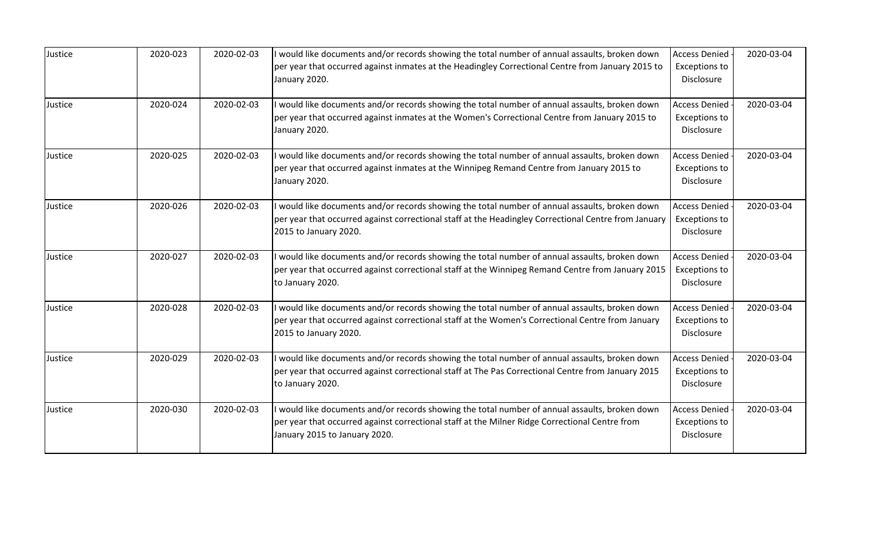| Justice | 2020-023 | 2020-02-03 | I would like documents and/or records showing the total number of annual assaults, broken down per year that occurred against inmates at the Headingley Correctional Centre from January 2015 to January 2020. | Access Denied - Exceptions to Disclosure | 2020-03-04 |
|---|---|---|---|---|---|
| Justice | 2020-024 | 2020-02-03 | I would like documents and/or records showing the total number of annual assaults, broken down per year that occurred against inmates at the Women's Correctional Centre from January 2015 to January 2020. | Access Denied - Exceptions to Disclosure | 2020-03-04 |
| Justice | 2020-025 | 2020-02-03 | I would like documents and/or records showing the total number of annual assaults, broken down per year that occurred against inmates at the Winnipeg Remand Centre from January 2015 to January 2020. | Access Denied - Exceptions to Disclosure | 2020-03-04 |
| Justice | 2020-026 | 2020-02-03 | I would like documents and/or records showing the total number of annual assaults, broken down per year that occurred against correctional staff at the Headingley Correctional Centre from January 2015 to January 2020. | Access Denied - Exceptions to Disclosure | 2020-03-04 |
| Justice | 2020-027 | 2020-02-03 | I would like documents and/or records showing the total number of annual assaults, broken down per year that occurred against correctional staff at the Winnipeg Remand Centre from January 2015 to January 2020. | Access Denied - Exceptions to Disclosure | 2020-03-04 |
| Justice | 2020-028 | 2020-02-03 | I would like documents and/or records showing the total number of annual assaults, broken down per year that occurred against correctional staff at the Women's Correctional Centre from January 2015 to January 2020. | Access Denied - Exceptions to Disclosure | 2020-03-04 |
| Justice | 2020-029 | 2020-02-03 | I would like documents and/or records showing the total number of annual assaults, broken down per year that occurred against correctional staff at The Pas Correctional Centre from January 2015 to January 2020. | Access Denied - Exceptions to Disclosure | 2020-03-04 |
| Justice | 2020-030 | 2020-02-03 | I would like documents and/or records showing the total number of annual assaults, broken down per year that occurred against correctional staff at the Milner Ridge Correctional Centre from January 2015 to January 2020. | Access Denied - Exceptions to Disclosure | 2020-03-04 |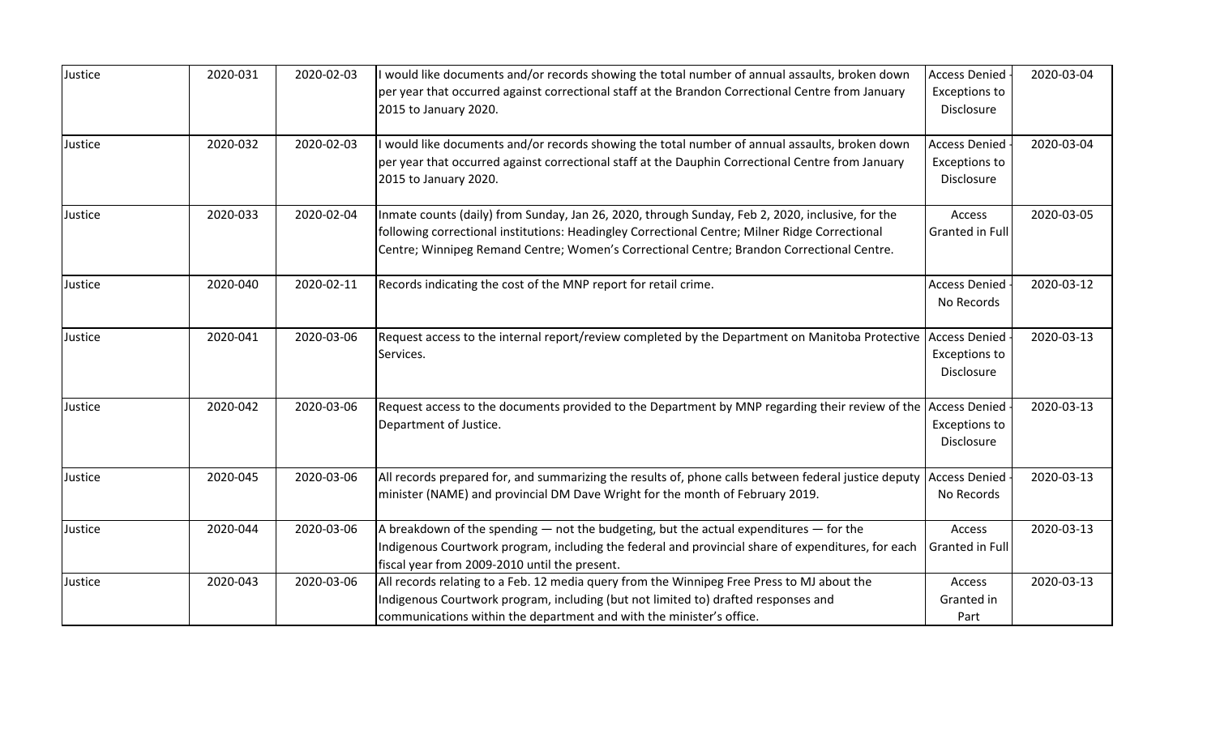| | | | | | |
|---|---|---|---|---|---|
| Justice | 2020-031 | 2020-02-03 | I would like documents and/or records showing the total number of annual assaults, broken down per year that occurred against correctional staff at the Brandon Correctional Centre from January 2015 to January 2020. | Access Denied - Exceptions to Disclosure | 2020-03-04 |
| Justice | 2020-032 | 2020-02-03 | I would like documents and/or records showing the total number of annual assaults, broken down per year that occurred against correctional staff at the Dauphin Correctional Centre from January 2015 to January 2020. | Access Denied - Exceptions to Disclosure | 2020-03-04 |
| Justice | 2020-033 | 2020-02-04 | Inmate counts (daily) from Sunday, Jan 26, 2020, through Sunday, Feb 2, 2020, inclusive, for the following correctional institutions: Headingley Correctional Centre; Milner Ridge Correctional Centre; Winnipeg Remand Centre; Women's Correctional Centre; Brandon Correctional Centre. | Access Granted in Full | 2020-03-05 |
| Justice | 2020-040 | 2020-02-11 | Records indicating the cost of the MNP report for retail crime. | Access Denied - No Records | 2020-03-12 |
| Justice | 2020-041 | 2020-03-06 | Request access to the internal report/review completed by the Department on Manitoba Protective Services. | Access Denied - Exceptions to Disclosure | 2020-03-13 |
| Justice | 2020-042 | 2020-03-06 | Request access to the documents provided to the Department by MNP regarding their review of the Department of Justice. | Access Denied - Exceptions to Disclosure | 2020-03-13 |
| Justice | 2020-045 | 2020-03-06 | All records prepared for, and summarizing the results of, phone calls between federal justice deputy minister (NAME) and provincial DM Dave Wright for the month of February 2019. | Access Denied - No Records | 2020-03-13 |
| Justice | 2020-044 | 2020-03-06 | A breakdown of the spending — not the budgeting, but the actual expenditures — for the Indigenous Courtwork program, including the federal and provincial share of expenditures, for each fiscal year from 2009-2010 until the present. | Access Granted in Full | 2020-03-13 |
| Justice | 2020-043 | 2020-03-06 | All records relating to a Feb. 12 media query from the Winnipeg Free Press to MJ about the Indigenous Courtwork program, including (but not limited to) drafted responses and communications within the department and with the minister's office. | Access Granted in Part | 2020-03-13 |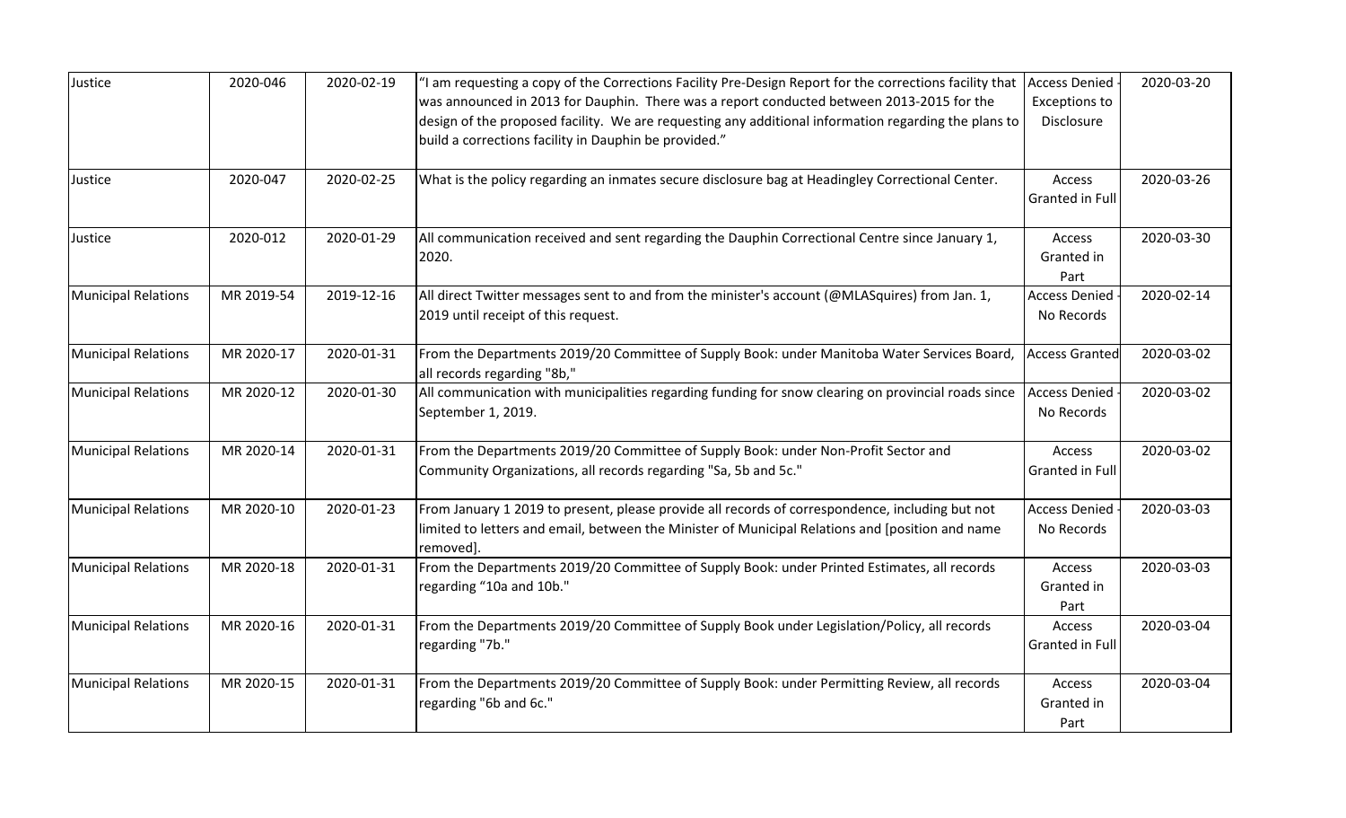| Justice | 2020-046 | 2020-02-19 | "I am requesting a copy of the Corrections Facility Pre-Design Report for the corrections facility that was announced in 2013 for Dauphin. There was a report conducted between 2013-2015 for the design of the proposed facility. We are requesting any additional information regarding the plans to build a corrections facility in Dauphin be provided." | Access Denied - Exceptions to Disclosure | 2020-03-20 |
|---|---|---|---|---|---|
| Justice | 2020-047 | 2020-02-25 | What is the policy regarding an inmates secure disclosure bag at Headingley Correctional Center. | Access Granted in Full | 2020-03-26 |
| Justice | 2020-012 | 2020-01-29 | All communication received and sent regarding the Dauphin Correctional Centre since January 1, 2020. | Access Granted in Part | 2020-03-30 |
| Municipal Relations | MR 2019-54 | 2019-12-16 | All direct Twitter messages sent to and from the minister's account (@MLASquires) from Jan. 1, 2019 until receipt of this request. | Access Denied - No Records | 2020-02-14 |
| Municipal Relations | MR 2020-17 | 2020-01-31 | From the Departments 2019/20 Committee of Supply Book: under Manitoba Water Services Board, all records regarding "8b," | Access Granted | 2020-03-02 |
| Municipal Relations | MR 2020-12 | 2020-01-30 | All communication with municipalities regarding funding for snow clearing on provincial roads since September 1, 2019. | Access Denied - No Records | 2020-03-02 |
| Municipal Relations | MR 2020-14 | 2020-01-31 | From the Departments 2019/20 Committee of Supply Book: under Non-Profit Sector and Community Organizations, all records regarding "Sa, 5b and 5c." | Access Granted in Full | 2020-03-02 |
| Municipal Relations | MR 2020-10 | 2020-01-23 | From January 1 2019 to present, please provide all records of correspondence, including but not limited to letters and email, between the Minister of Municipal Relations and [position and name removed]. | Access Denied - No Records | 2020-03-03 |
| Municipal Relations | MR 2020-18 | 2020-01-31 | From the Departments 2019/20 Committee of Supply Book: under Printed Estimates, all records regarding "10a and 10b." | Access Granted in Part | 2020-03-03 |
| Municipal Relations | MR 2020-16 | 2020-01-31 | From the Departments 2019/20 Committee of Supply Book under Legislation/Policy, all records regarding "7b." | Access Granted in Full | 2020-03-04 |
| Municipal Relations | MR 2020-15 | 2020-01-31 | From the Departments 2019/20 Committee of Supply Book: under Permitting Review, all records regarding "6b and 6c." | Access Granted in Part | 2020-03-04 |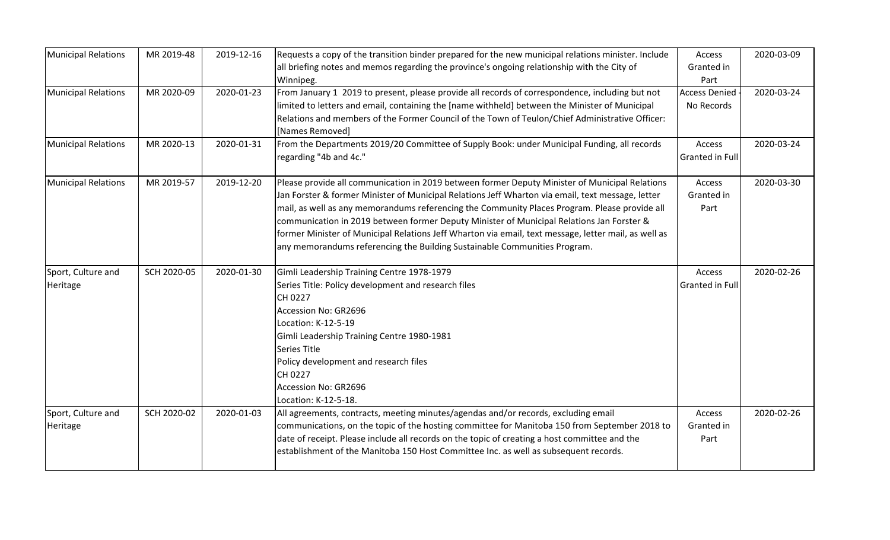| Municipal Relations | MR 2019-48 | 2019-12-16 | Requests a copy of the transition binder prepared for the new municipal relations minister. Include all briefing notes and memos regarding the province's ongoing relationship with the City of Winnipeg. | Access Granted in Part | 2020-03-09 |
|---|---|---|---|---|---|
| Municipal Relations | MR 2020-09 | 2020-01-23 | From January 1 2019 to present, please provide all records of correspondence, including but not limited to letters and email, containing the [name withheld] between the Minister of Municipal Relations and members of the Former Council of the Town of Teulon/Chief Administrative Officer: [Names Removed] | Access Denied - No Records | 2020-03-24 |
| Municipal Relations | MR 2020-13 | 2020-01-31 | From the Departments 2019/20 Committee of Supply Book: under Municipal Funding, all records regarding "4b and 4c." | Access Granted in Full | 2020-03-24 |
| Municipal Relations | MR 2019-57 | 2019-12-20 | Please provide all communication in 2019 between former Deputy Minister of Municipal Relations Jan Forster & former Minister of Municipal Relations Jeff Wharton via email, text message, letter mail, as well as any memorandums referencing the Community Places Program. Please provide all communication in 2019 between former Deputy Minister of Municipal Relations Jan Forster & former Minister of Municipal Relations Jeff Wharton via email, text message, letter mail, as well as any memorandums referencing the Building Sustainable Communities Program. | Access Granted in Part | 2020-03-30 |
| Sport, Culture and Heritage | SCH 2020-05 | 2020-01-30 | Gimli Leadership Training Centre 1978-1979<br>Series Title: Policy development and research files<br>CH 0227<br>Accession No: GR2696<br>Location: K-12-5-19<br>Gimli Leadership Training Centre 1980-1981<br>Series Title<br>Policy development and research files<br>CH 0227<br>Accession No: GR2696<br>Location: K-12-5-18. | Access Granted in Full | 2020-02-26 |
| Sport, Culture and Heritage | SCH 2020-02 | 2020-01-03 | All agreements, contracts, meeting minutes/agendas and/or records, excluding email communications, on the topic of the hosting committee for Manitoba 150 from September 2018 to date of receipt. Please include all records on the topic of creating a host committee and the establishment of the Manitoba 150 Host Committee Inc. as well as subsequent records. | Access Granted in Part | 2020-02-26 |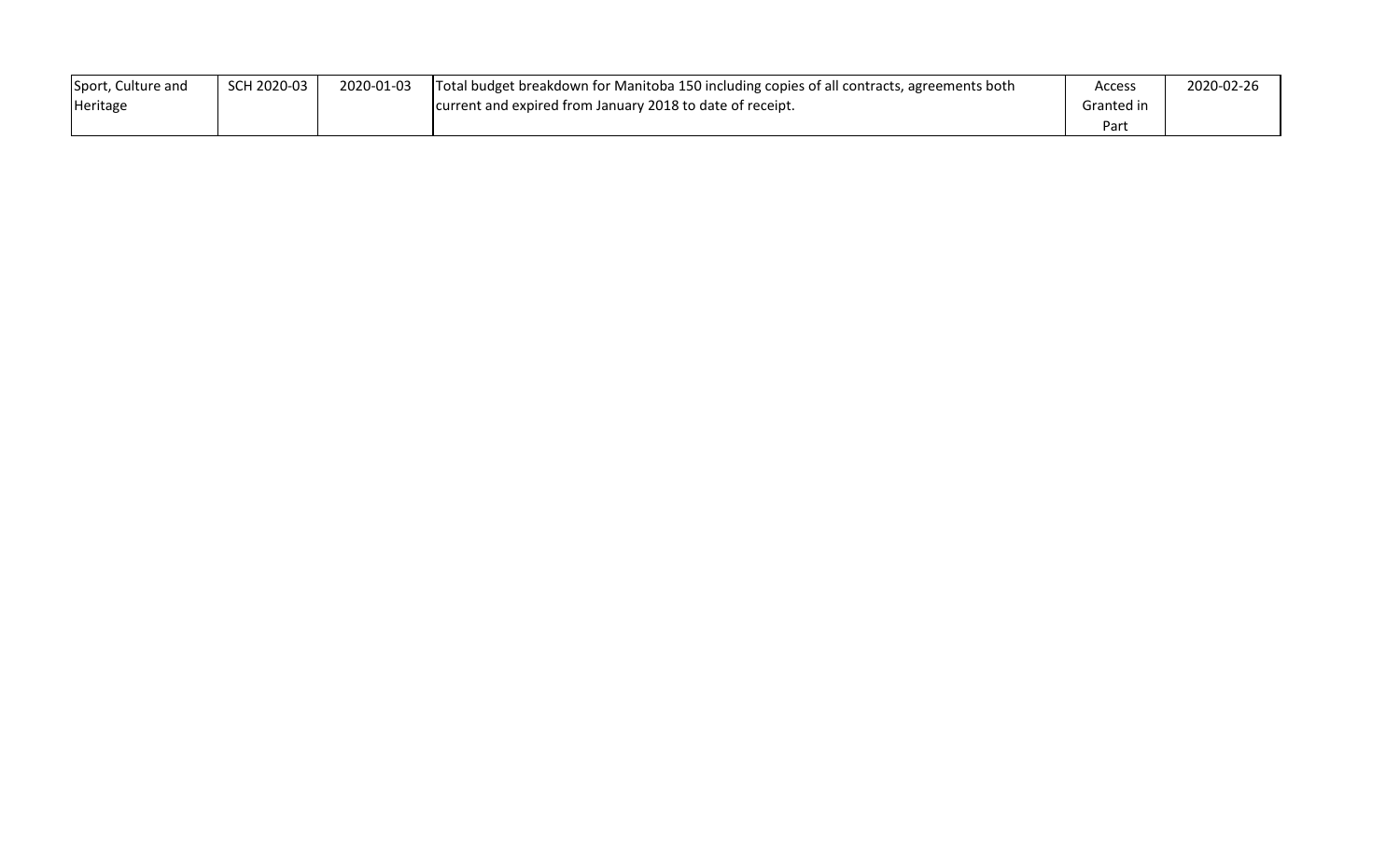| | | | | | |
|---|---|---|---|---|---|
| Sport, Culture and Heritage | SCH 2020-03 | 2020-01-03 | Total budget breakdown for Manitoba 150 including copies of all contracts, agreements both current and expired from January 2018 to date of receipt. | Access Granted in Part | 2020-02-26 |